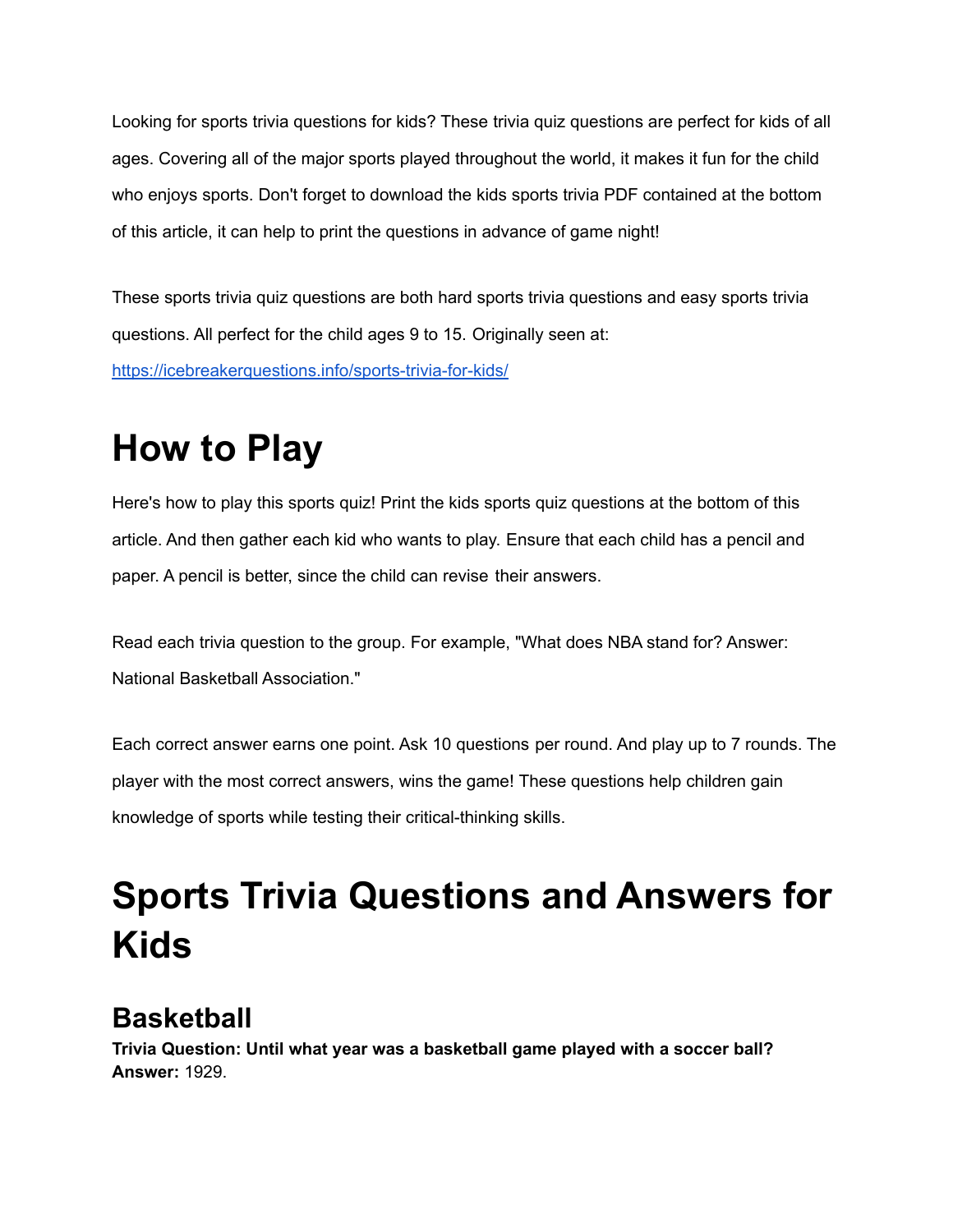Looking for sports trivia questions for kids? These trivia quiz questions are perfect for kids of all ages. Covering all of the major sports played throughout the world, it makes it fun for the child who enjoys sports. Don't forget to download the kids sports trivia PDF contained at the bottom of this article, it can help to print the questions in advance of game night!

These sports trivia quiz questions are both hard sports trivia questions and easy sports trivia questions. All perfect for the child ages 9 to 15. Originally seen at: [https://icebreakerquestions.info/sports-trivia-for-kids/](https://icebreakerquestions.info/sports-trivia-for-kids/)

# How to Play

Here's how to play this sports quiz! Print the kids sports quiz questions at the bottom of this article. And then gather each kid who wants to play. Ensure that each child has a pencil and paper. A pencil is better, since the child can revise their answers.

Read each trivia question to the group. For example, "What does NBA stand for? Answer: National Basketball Association."

Each correct answer earns one point. Ask 10 questions per round. And play up to 7 rounds. The player with the most correct answers, wins the game! These questions help children gain knowledge of sports while testing their critical-thinking skills.

# Sports Trivia Questions and Answers for Kids

## Basketball

**Trivia Question: Until what year was a basketball game played with a soccer ball?**
**Answer:** 1929.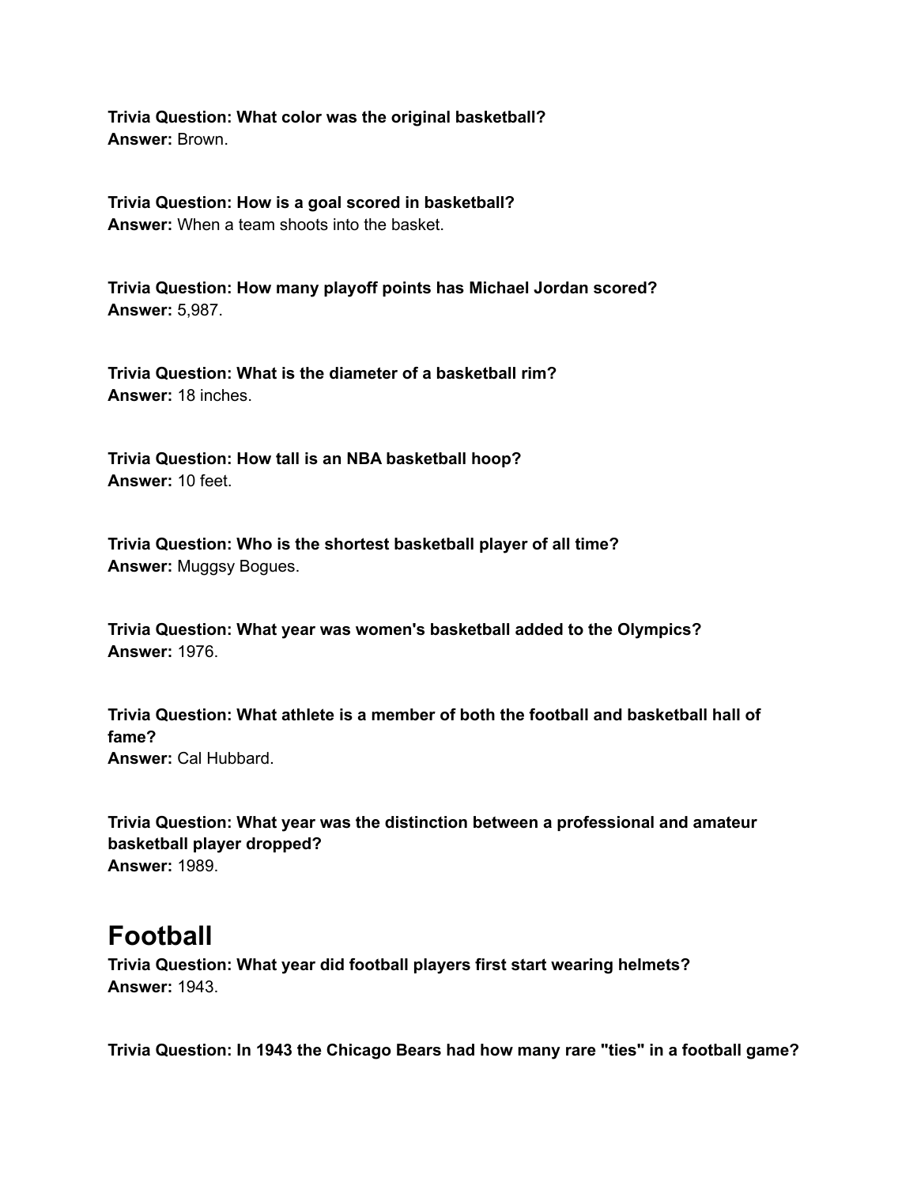**Trivia Question: What color was the original basketball?**
**Answer:** Brown.

**Trivia Question: How is a goal scored in basketball?**
**Answer:** When a team shoots into the basket.

**Trivia Question: How many playoff points has Michael Jordan scored?**
**Answer:** 5,987.

**Trivia Question: What is the diameter of a basketball rim?**
**Answer:** 18 inches.

**Trivia Question: How tall is an NBA basketball hoop?**
**Answer:** 10 feet.

**Trivia Question: Who is the shortest basketball player of all time?**
**Answer:** Muggsy Bogues.

**Trivia Question: What year was women's basketball added to the Olympics?**
**Answer:** 1976.

**Trivia Question: What athlete is a member of both the football and basketball hall of fame?**
**Answer:** Cal Hubbard.

**Trivia Question: What year was the distinction between a professional and amateur basketball player dropped?**
**Answer:** 1989.

## Football

**Trivia Question: What year did football players first start wearing helmets?**
**Answer:** 1943.

**Trivia Question: In 1943 the Chicago Bears had how many rare "ties" in a football game?**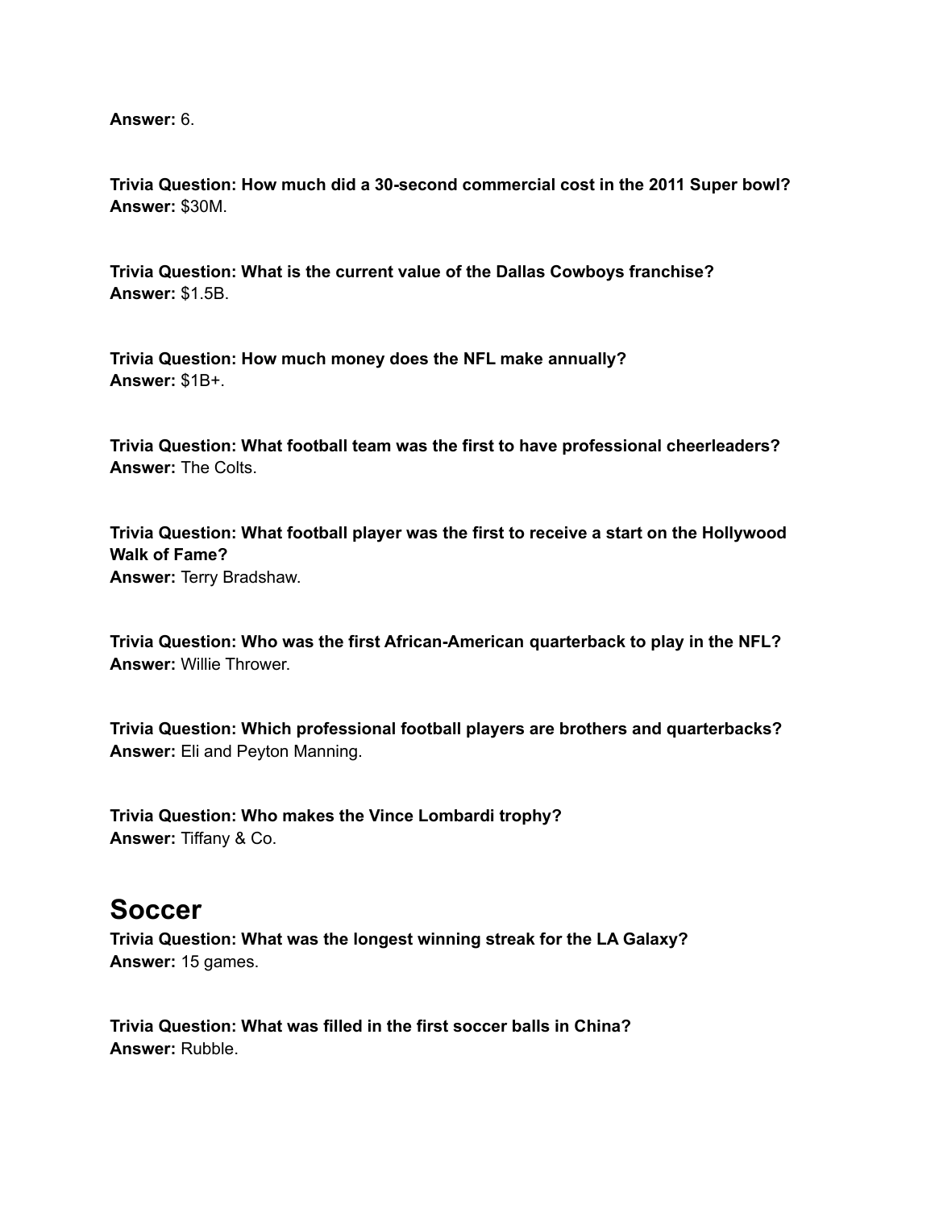**Answer:** 6.

**Trivia Question: How much did a 30-second commercial cost in the 2011 Super bowl?**
**Answer:** $30M.

**Trivia Question: What is the current value of the Dallas Cowboys franchise?**
**Answer:** $1.5B.

**Trivia Question: How much money does the NFL make annually?**
**Answer:** $1B+.

**Trivia Question: What football team was the first to have professional cheerleaders?**
**Answer:** The Colts.

**Trivia Question: What football player was the first to receive a start on the Hollywood Walk of Fame?**
**Answer:** Terry Bradshaw.

**Trivia Question: Who was the first African-American quarterback to play in the NFL?**
**Answer:** Willie Thrower.

**Trivia Question: Which professional football players are brothers and quarterbacks?**
**Answer:** Eli and Peyton Manning.

**Trivia Question: Who makes the Vince Lombardi trophy?**
**Answer:** Tiffany & Co.

# Soccer

**Trivia Question: What was the longest winning streak for the LA Galaxy?**
**Answer:** 15 games.

**Trivia Question: What was filled in the first soccer balls in China?**
**Answer:** Rubble.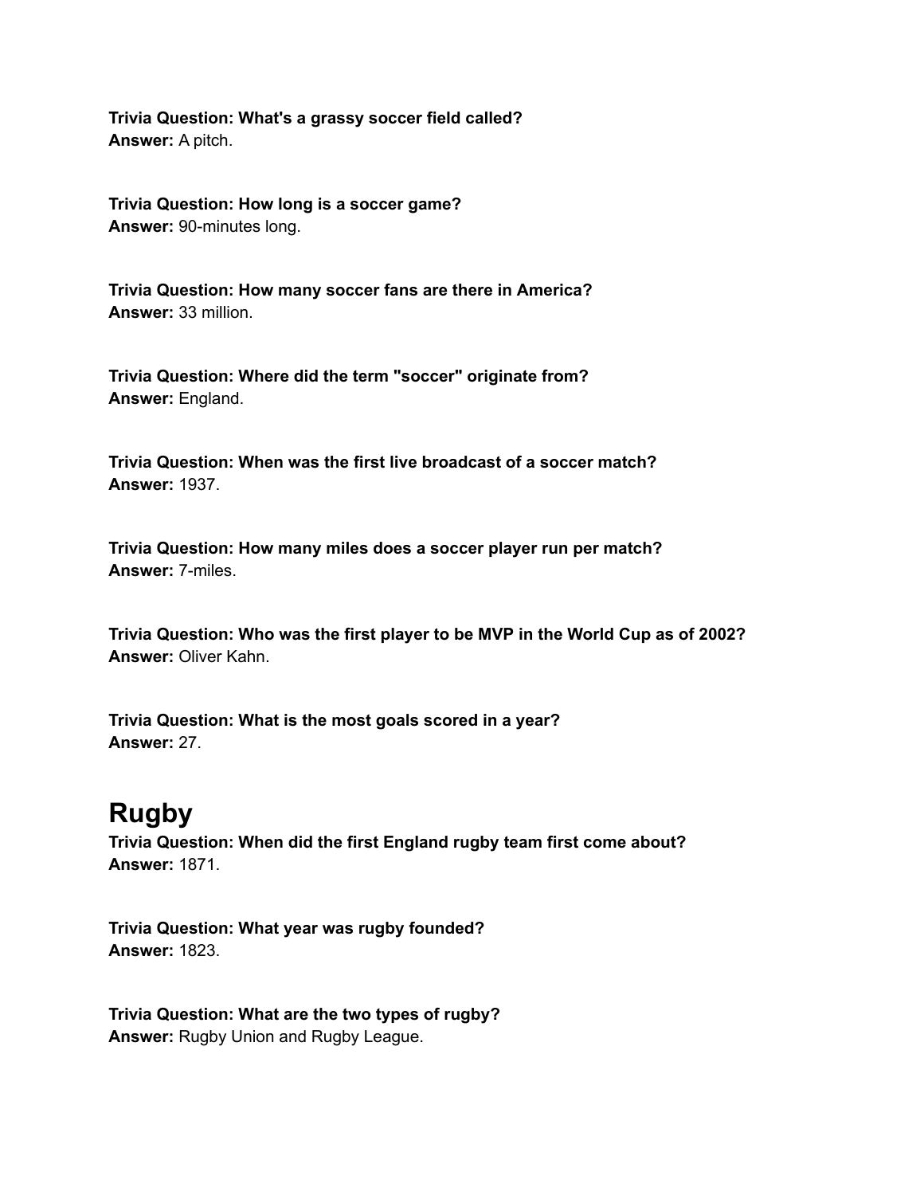**Trivia Question: What's a grassy soccer field called?**
**Answer:** A pitch.

**Trivia Question: How long is a soccer game?**
**Answer:** 90-minutes long.

**Trivia Question: How many soccer fans are there in America?**
**Answer:** 33 million.

**Trivia Question: Where did the term "soccer" originate from?**
**Answer:** England.

**Trivia Question: When was the first live broadcast of a soccer match?**
**Answer:** 1937.

**Trivia Question: How many miles does a soccer player run per match?**
**Answer:** 7-miles.

**Trivia Question: Who was the first player to be MVP in the World Cup as of 2002?**
**Answer:** Oliver Kahn.

**Trivia Question: What is the most goals scored in a year?**
**Answer:** 27.

# Rugby

**Trivia Question: When did the first England rugby team first come about?**
**Answer:** 1871.

**Trivia Question: What year was rugby founded?**
**Answer:** 1823.

**Trivia Question: What are the two types of rugby?**
**Answer:** Rugby Union and Rugby League.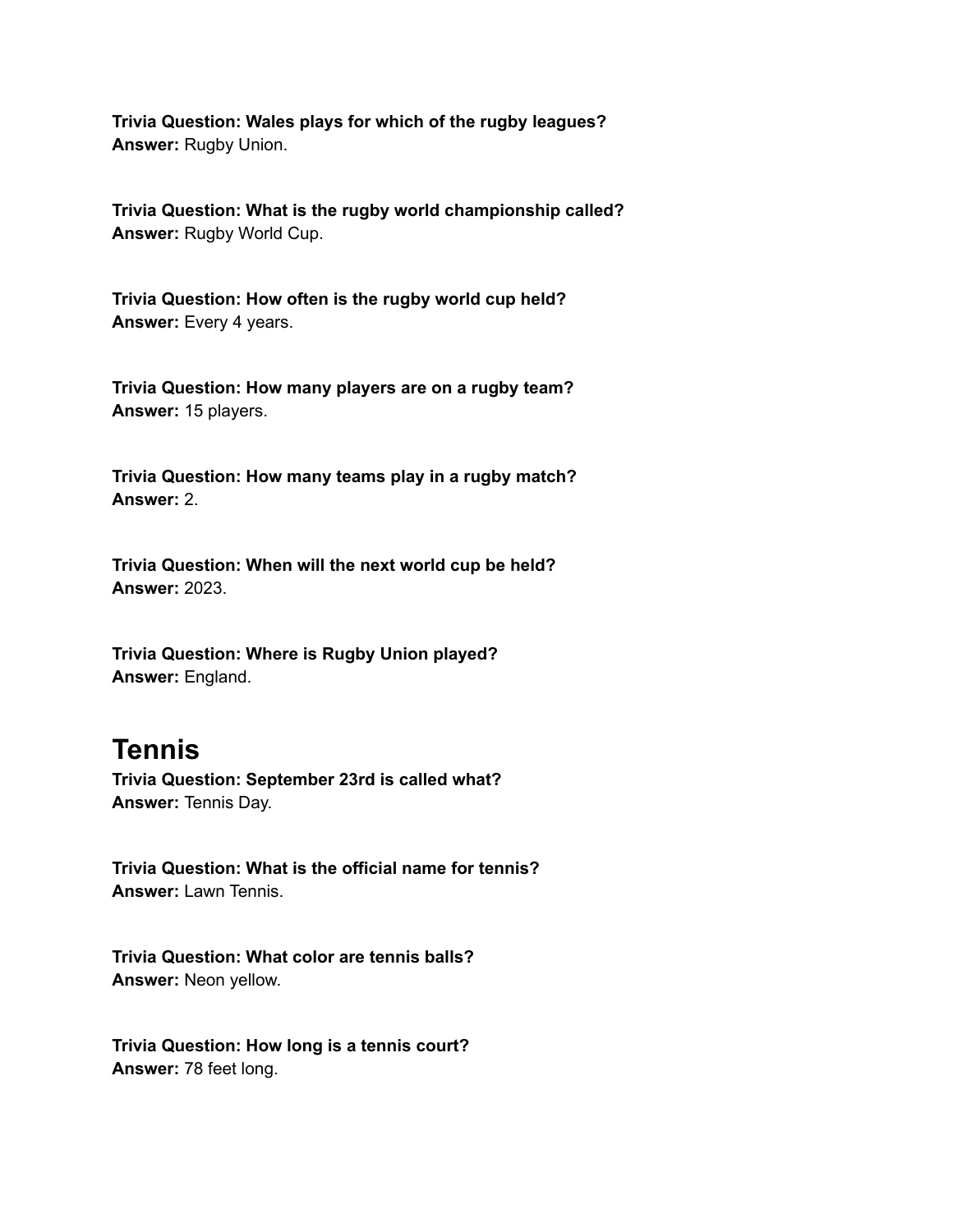**Trivia Question: Wales plays for which of the rugby leagues?**
**Answer:** Rugby Union.

**Trivia Question: What is the rugby world championship called?**
**Answer:** Rugby World Cup.

**Trivia Question: How often is the rugby world cup held?**
**Answer:** Every 4 years.

**Trivia Question: How many players are on a rugby team?**
**Answer:** 15 players.

**Trivia Question: How many teams play in a rugby match?**
**Answer:** 2.

**Trivia Question: When will the next world cup be held?**
**Answer:** 2023.

**Trivia Question: Where is Rugby Union played?**
**Answer:** England.

# Tennis

**Trivia Question: September 23rd is called what?**
**Answer:** Tennis Day.

**Trivia Question: What is the official name for tennis?**
**Answer:** Lawn Tennis.

**Trivia Question: What color are tennis balls?**
**Answer:** Neon yellow.

**Trivia Question: How long is a tennis court?**
**Answer:** 78 feet long.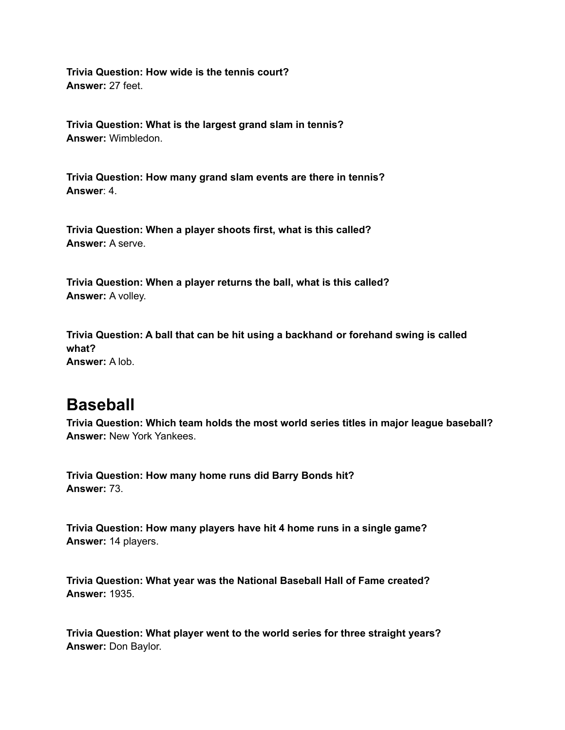**Trivia Question: How wide is the tennis court?**
**Answer:** 27 feet.

**Trivia Question: What is the largest grand slam in tennis?**
**Answer:** Wimbledon.

**Trivia Question: How many grand slam events are there in tennis?**
**Answer**: 4.

**Trivia Question: When a player shoots first, what is this called?**
**Answer:** A serve.

**Trivia Question: When a player returns the ball, what is this called?**
**Answer:** A volley.

**Trivia Question: A ball that can be hit using a backhand or forehand swing is called what?**
**Answer:** A lob.

# Baseball

**Trivia Question: Which team holds the most world series titles in major league baseball?**
**Answer:** New York Yankees.

**Trivia Question: How many home runs did Barry Bonds hit?**
**Answer:** 73.

**Trivia Question: How many players have hit 4 home runs in a single game?**
**Answer:** 14 players.

**Trivia Question: What year was the National Baseball Hall of Fame created?**
**Answer:** 1935.

**Trivia Question: What player went to the world series for three straight years?**
**Answer:** Don Baylor.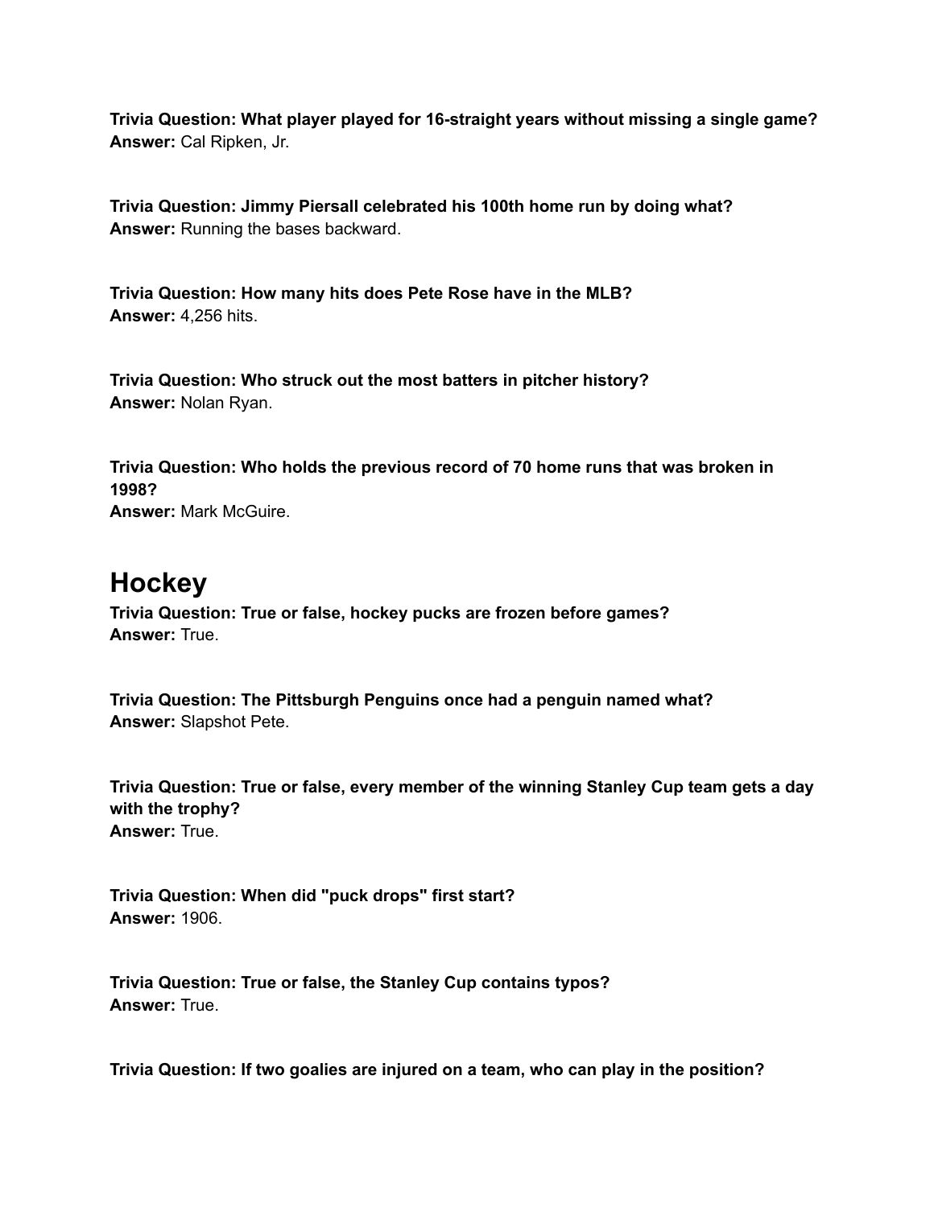**Trivia Question: What player played for 16-straight years without missing a single game?**
**Answer:** Cal Ripken, Jr.

**Trivia Question: Jimmy Piersall celebrated his 100th home run by doing what?**
**Answer:** Running the bases backward.

**Trivia Question: How many hits does Pete Rose have in the MLB?**
**Answer:** 4,256 hits.

**Trivia Question: Who struck out the most batters in pitcher history?**
**Answer:** Nolan Ryan.

**Trivia Question: Who holds the previous record of 70 home runs that was broken in 1998?**
**Answer:** Mark McGuire.

# Hockey

**Trivia Question: True or false, hockey pucks are frozen before games?**
**Answer:** True.

**Trivia Question: The Pittsburgh Penguins once had a penguin named what?**
**Answer:** Slapshot Pete.

**Trivia Question: True or false, every member of the winning Stanley Cup team gets a day with the trophy?**
**Answer:** True.

**Trivia Question: When did "puck drops" first start?**
**Answer:** 1906.

**Trivia Question: True or false, the Stanley Cup contains typos?**
**Answer:** True.

**Trivia Question: If two goalies are injured on a team, who can play in the position?**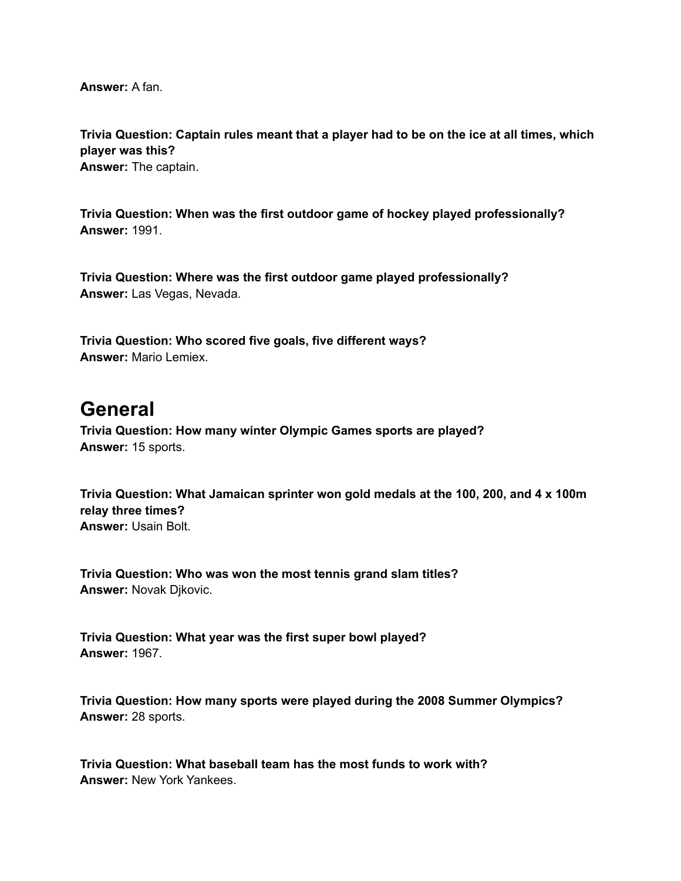**Answer:** A fan.

**Trivia Question: Captain rules meant that a player had to be on the ice at all times, which player was this?**
**Answer:** The captain.

**Trivia Question: When was the first outdoor game of hockey played professionally?**
**Answer:** 1991.

**Trivia Question: Where was the first outdoor game played professionally?**
**Answer:** Las Vegas, Nevada.

**Trivia Question: Who scored five goals, five different ways?**
**Answer:** Mario Lemiex.

# General

**Trivia Question: How many winter Olympic Games sports are played?**
**Answer:** 15 sports.

**Trivia Question: What Jamaican sprinter won gold medals at the 100, 200, and 4 x 100m relay three times?**
**Answer:** Usain Bolt.

**Trivia Question: Who was won the most tennis grand slam titles?**
**Answer:** Novak Djkovic.

**Trivia Question: What year was the first super bowl played?**
**Answer:** 1967.

**Trivia Question: How many sports were played during the 2008 Summer Olympics?**
**Answer:** 28 sports.

**Trivia Question: What baseball team has the most funds to work with?**
**Answer:** New York Yankees.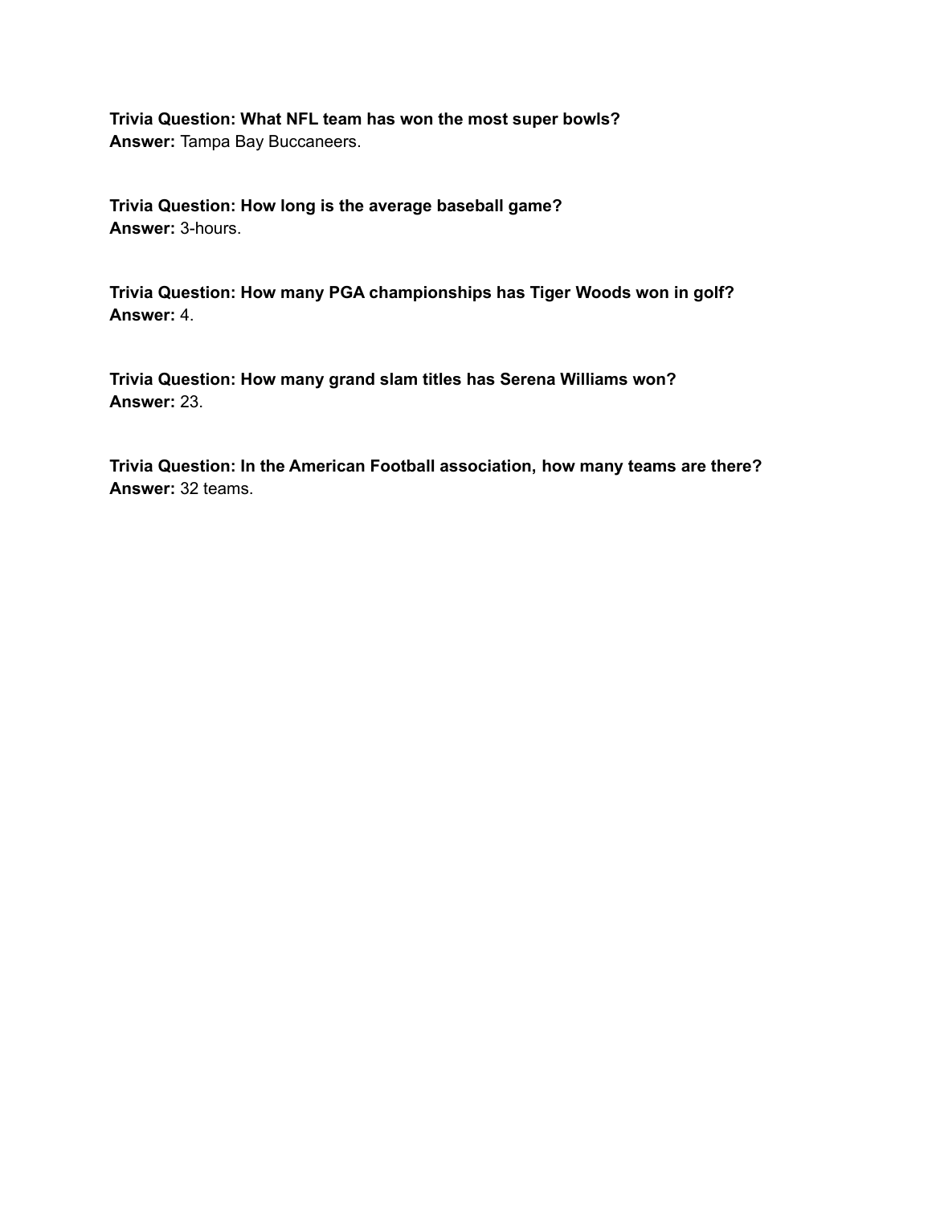**Trivia Question: What NFL team has won the most super bowls?**
**Answer:** Tampa Bay Buccaneers.

**Trivia Question: How long is the average baseball game?**
**Answer:** 3-hours.

**Trivia Question: How many PGA championships has Tiger Woods won in golf?**
**Answer:** 4.

**Trivia Question: How many grand slam titles has Serena Williams won?**
**Answer:** 23.

**Trivia Question: In the American Football association, how many teams are there?**
**Answer:** 32 teams.